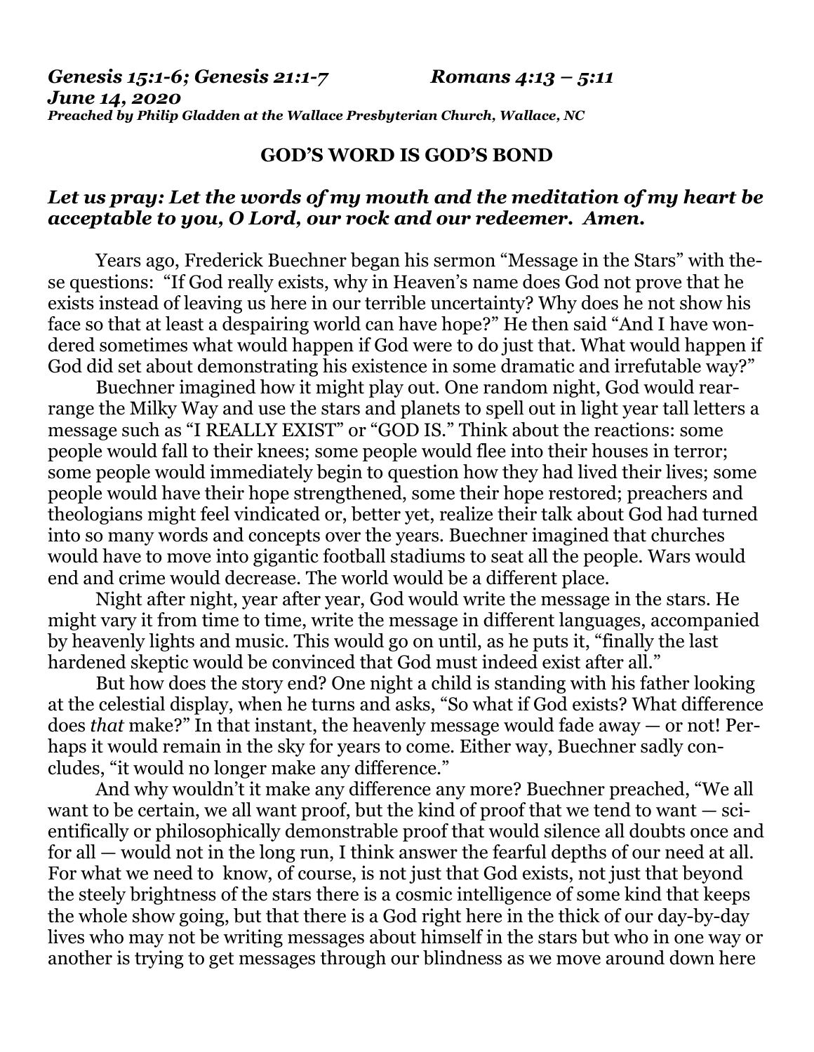***Genesis 15:1-6; Genesis 21:1-7 Romans 4:13 – 5:11***
***June 14, 2020***
***Preached by Philip Gladden at the Wallace Presbyterian Church, Wallace, NC***

## GOD'S WORD IS GOD'S BOND

***Let us pray: Let the words of my mouth and the meditation of my heart be acceptable to you, O Lord, our rock and our redeemer. Amen.***

Years ago, Frederick Buechner began his sermon "Message in the Stars" with these questions: "If God really exists, why in Heaven's name does God not prove that he exists instead of leaving us here in our terrible uncertainty? Why does he not show his face so that at least a despairing world can have hope?" He then said "And I have wondered sometimes what would happen if God were to do just that. What would happen if God did set about demonstrating his existence in some dramatic and irrefutable way?"

Buechner imagined how it might play out. One random night, God would rearrange the Milky Way and use the stars and planets to spell out in light year tall letters a message such as "I REALLY EXIST" or "GOD IS." Think about the reactions: some people would fall to their knees; some people would flee into their houses in terror; some people would immediately begin to question how they had lived their lives; some people would have their hope strengthened, some their hope restored; preachers and theologians might feel vindicated or, better yet, realize their talk about God had turned into so many words and concepts over the years. Buechner imagined that churches would have to move into gigantic football stadiums to seat all the people. Wars would end and crime would decrease. The world would be a different place.

Night after night, year after year, God would write the message in the stars. He might vary it from time to time, write the message in different languages, accompanied by heavenly lights and music. This would go on until, as he puts it, "finally the last hardened skeptic would be convinced that God must indeed exist after all."

But how does the story end? One night a child is standing with his father looking at the celestial display, when he turns and asks, "So what if God exists? What difference does *that* make?" In that instant, the heavenly message would fade away — or not! Perhaps it would remain in the sky for years to come. Either way, Buechner sadly concludes, "it would no longer make any difference."

And why wouldn't it make any difference any more? Buechner preached, "We all want to be certain, we all want proof, but the kind of proof that we tend to want — scientifically or philosophically demonstrable proof that would silence all doubts once and for all — would not in the long run, I think answer the fearful depths of our need at all. For what we need to know, of course, is not just that God exists, not just that beyond the steely brightness of the stars there is a cosmic intelligence of some kind that keeps the whole show going, but that there is a God right here in the thick of our day-by-day lives who may not be writing messages about himself in the stars but who in one way or another is trying to get messages through our blindness as we move around down here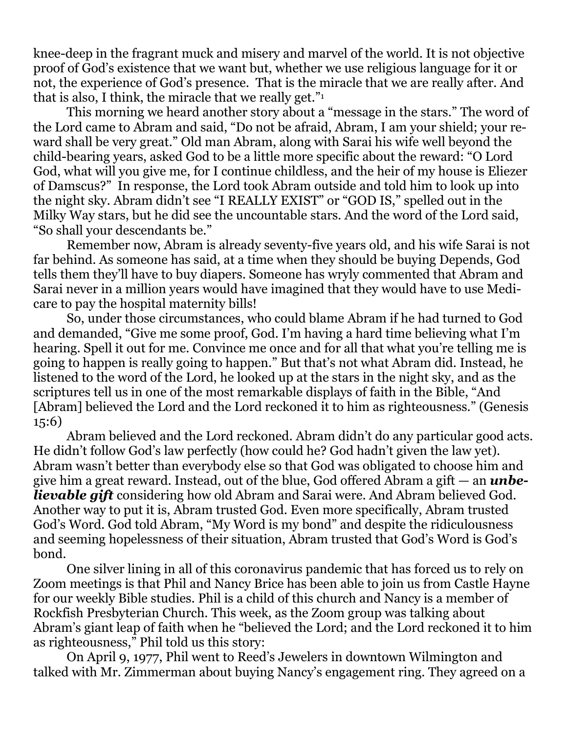knee-deep in the fragrant muck and misery and marvel of the world. It is not objective proof of God's existence that we want but, whether we use religious language for it or not, the experience of God's presence. That is the miracle that we are really after. And that is also, I think, the miracle that we really get."[1]

This morning we heard another story about a "message in the stars." The word of the Lord came to Abram and said, "Do not be afraid, Abram, I am your shield; your reward shall be very great." Old man Abram, along with Sarai his wife well beyond the child-bearing years, asked God to be a little more specific about the reward: "O Lord God, what will you give me, for I continue childless, and the heir of my house is Eliezer of Damscus?" In response, the Lord took Abram outside and told him to look up into the night sky. Abram didn't see "I REALLY EXIST" or "GOD IS," spelled out in the Milky Way stars, but he did see the uncountable stars. And the word of the Lord said, "So shall your descendants be."

Remember now, Abram is already seventy-five years old, and his wife Sarai is not far behind. As someone has said, at a time when they should be buying Depends, God tells them they'll have to buy diapers. Someone has wryly commented that Abram and Sarai never in a million years would have imagined that they would have to use Medicare to pay the hospital maternity bills!

So, under those circumstances, who could blame Abram if he had turned to God and demanded, "Give me some proof, God. I'm having a hard time believing what I'm hearing. Spell it out for me. Convince me once and for all that what you're telling me is going to happen is really going to happen." But that's not what Abram did. Instead, he listened to the word of the Lord, he looked up at the stars in the night sky, and as the scriptures tell us in one of the most remarkable displays of faith in the Bible, "And [Abram] believed the Lord and the Lord reckoned it to him as righteousness." (Genesis 15:6)

Abram believed and the Lord reckoned. Abram didn't do any particular good acts. He didn't follow God's law perfectly (how could he? God hadn't given the law yet). Abram wasn't better than everybody else so that God was obligated to choose him and give him a great reward. Instead, out of the blue, God offered Abram a gift — an ***unbelievable gift*** considering how old Abram and Sarai were. And Abram believed God. Another way to put it is, Abram trusted God. Even more specifically, Abram trusted God's Word. God told Abram, "My Word is my bond" and despite the ridiculousness and seeming hopelessness of their situation, Abram trusted that God's Word is God's bond.

One silver lining in all of this coronavirus pandemic that has forced us to rely on Zoom meetings is that Phil and Nancy Brice has been able to join us from Castle Hayne for our weekly Bible studies. Phil is a child of this church and Nancy is a member of Rockfish Presbyterian Church. This week, as the Zoom group was talking about Abram's giant leap of faith when he "believed the Lord; and the Lord reckoned it to him as righteousness," Phil told us this story:

On April 9, 1977, Phil went to Reed's Jewelers in downtown Wilmington and talked with Mr. Zimmerman about buying Nancy's engagement ring. They agreed on a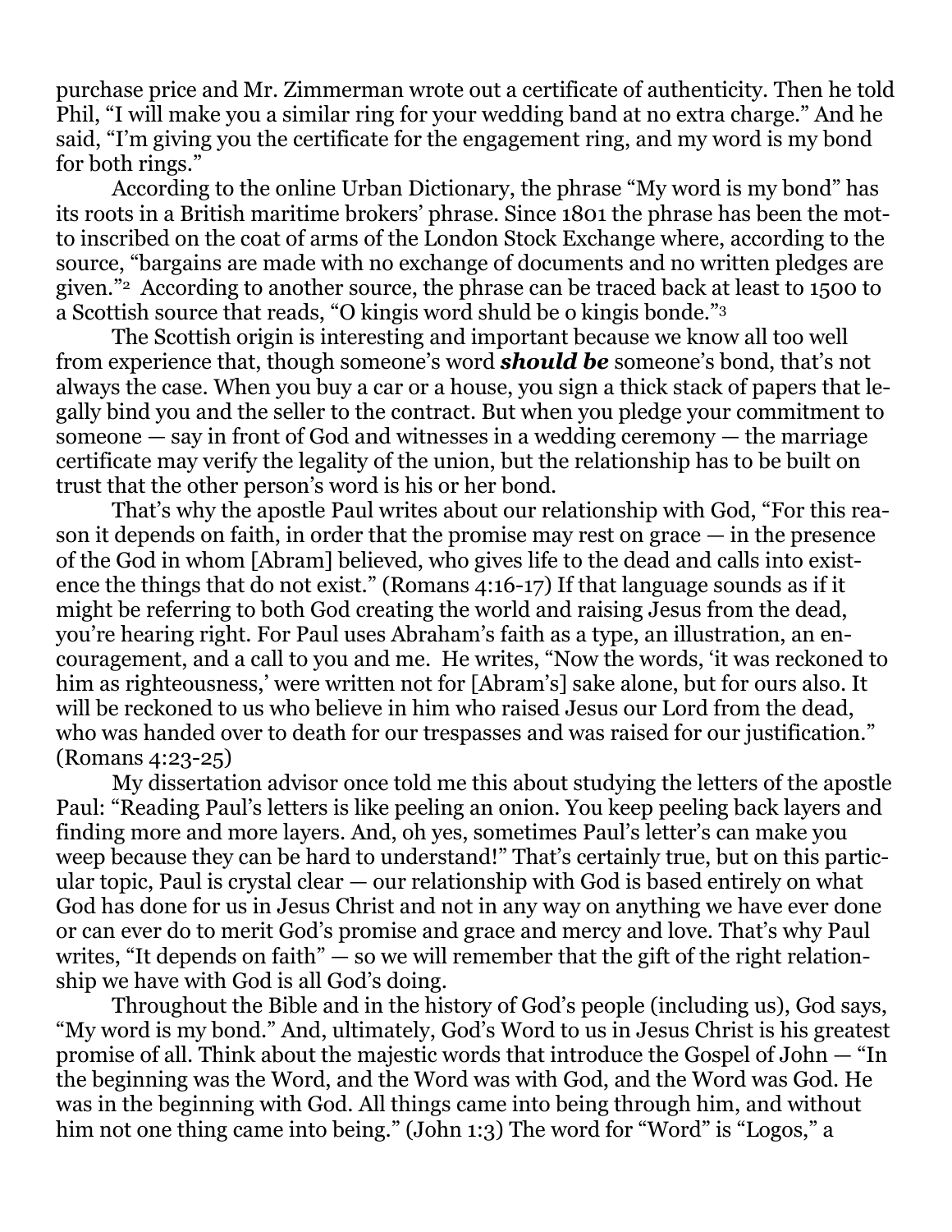purchase price and Mr. Zimmerman wrote out a certificate of authenticity. Then he told Phil, "I will make you a similar ring for your wedding band at no extra charge." And he said, "I'm giving you the certificate for the engagement ring, and my word is my bond for both rings."

According to the online Urban Dictionary, the phrase "My word is my bond" has its roots in a British maritime brokers' phrase. Since 1801 the phrase has been the motto inscribed on the coat of arms of the London Stock Exchange where, according to the source, "bargains are made with no exchange of documents and no written pledges are given."[2] According to another source, the phrase can be traced back at least to 1500 to a Scottish source that reads, "O kingis word shuld be o kingis bonde."[3]

The Scottish origin is interesting and important because we know all too well from experience that, though someone's word ***should be*** someone's bond, that's not always the case. When you buy a car or a house, you sign a thick stack of papers that legally bind you and the seller to the contract. But when you pledge your commitment to someone — say in front of God and witnesses in a wedding ceremony — the marriage certificate may verify the legality of the union, but the relationship has to be built on trust that the other person's word is his or her bond.

That's why the apostle Paul writes about our relationship with God, "For this reason it depends on faith, in order that the promise may rest on grace — in the presence of the God in whom [Abram] believed, who gives life to the dead and calls into existence the things that do not exist." (Romans 4:16-17) If that language sounds as if it might be referring to both God creating the world and raising Jesus from the dead, you're hearing right. For Paul uses Abraham's faith as a type, an illustration, an encouragement, and a call to you and me. He writes, "Now the words, 'it was reckoned to him as righteousness,' were written not for [Abram's] sake alone, but for ours also. It will be reckoned to us who believe in him who raised Jesus our Lord from the dead, who was handed over to death for our trespasses and was raised for our justification." (Romans 4:23-25)

My dissertation advisor once told me this about studying the letters of the apostle Paul: "Reading Paul's letters is like peeling an onion. You keep peeling back layers and finding more and more layers. And, oh yes, sometimes Paul's letter's can make you weep because they can be hard to understand!" That's certainly true, but on this particular topic, Paul is crystal clear — our relationship with God is based entirely on what God has done for us in Jesus Christ and not in any way on anything we have ever done or can ever do to merit God's promise and grace and mercy and love. That's why Paul writes, "It depends on faith" — so we will remember that the gift of the right relationship we have with God is all God's doing.

Throughout the Bible and in the history of God's people (including us), God says, "My word is my bond." And, ultimately, God's Word to us in Jesus Christ is his greatest promise of all. Think about the majestic words that introduce the Gospel of John — "In the beginning was the Word, and the Word was with God, and the Word was God. He was in the beginning with God. All things came into being through him, and without him not one thing came into being." (John 1:3) The word for "Word" is "Logos," a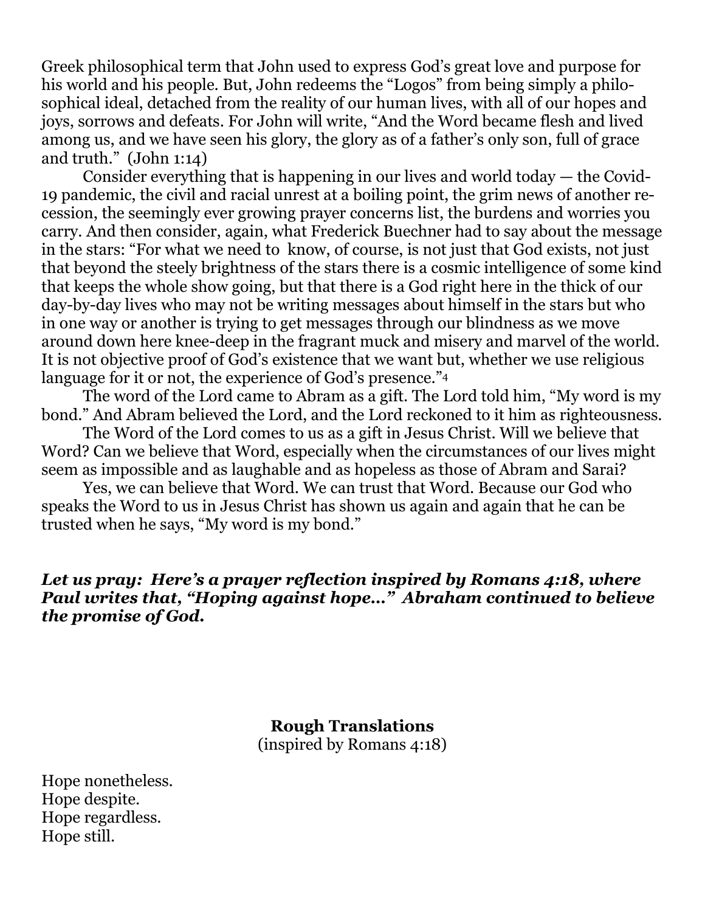Greek philosophical term that John used to express God's great love and purpose for his world and his people. But, John redeems the "Logos" from being simply a philosophical ideal, detached from the reality of our human lives, with all of our hopes and joys, sorrows and defeats. For John will write, "And the Word became flesh and lived among us, and we have seen his glory, the glory as of a father's only son, full of grace and truth." (John 1:14)

Consider everything that is happening in our lives and world today — the Covid-19 pandemic, the civil and racial unrest at a boiling point, the grim news of another recession, the seemingly ever growing prayer concerns list, the burdens and worries you carry. And then consider, again, what Frederick Buechner had to say about the message in the stars: "For what we need to know, of course, is not just that God exists, not just that beyond the steely brightness of the stars there is a cosmic intelligence of some kind that keeps the whole show going, but that there is a God right here in the thick of our day-by-day lives who may not be writing messages about himself in the stars but who in one way or another is trying to get messages through our blindness as we move around down here knee-deep in the fragrant muck and misery and marvel of the world. It is not objective proof of God's existence that we want but, whether we use religious language for it or not, the experience of God's presence."[4]

The word of the Lord came to Abram as a gift. The Lord told him, "My word is my bond." And Abram believed the Lord, and the Lord reckoned to it him as righteousness.

The Word of the Lord comes to us as a gift in Jesus Christ. Will we believe that Word? Can we believe that Word, especially when the circumstances of our lives might seem as impossible and as laughable and as hopeless as those of Abram and Sarai?

Yes, we can believe that Word. We can trust that Word. Because our God who speaks the Word to us in Jesus Christ has shown us again and again that he can be trusted when he says, "My word is my bond."

***Let us pray: Here's a prayer reflection inspired by Romans 4:18, where Paul writes that, "Hoping against hope…" Abraham continued to believe the promise of God.***

**Rough Translations**
(inspired by Romans 4:18)

Hope nonetheless.
Hope despite.
Hope regardless.
Hope still.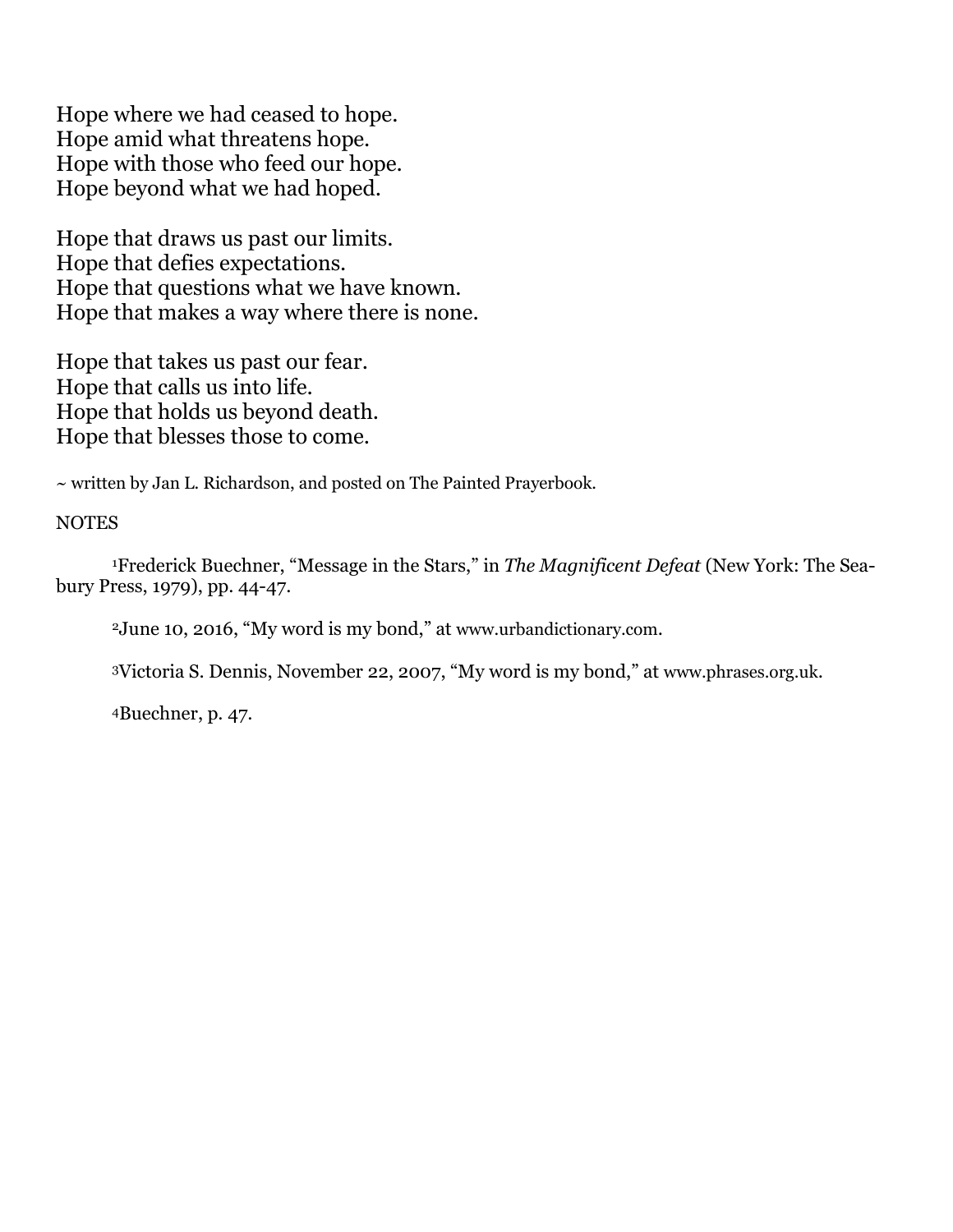Hope where we had ceased to hope.
Hope amid what threatens hope.
Hope with those who feed our hope.
Hope beyond what we had hoped.

Hope that draws us past our limits.
Hope that defies expectations.
Hope that questions what we have known.
Hope that makes a way where there is none.

Hope that takes us past our fear.
Hope that calls us into life.
Hope that holds us beyond death.
Hope that blesses those to come.

~ written by Jan L. Richardson, and posted on The Painted Prayerbook.

NOTES

[1]Frederick Buechner, "Message in the Stars," in *The Magnificent Defeat* (New York: The Seabury Press, 1979), pp. 44-47.

[2]June 10, 2016, "My word is my bond," at www.urbandictionary.com.

[3]Victoria S. Dennis, November 22, 2007, "My word is my bond," at www.phrases.org.uk.

[4]Buechner, p. 47.